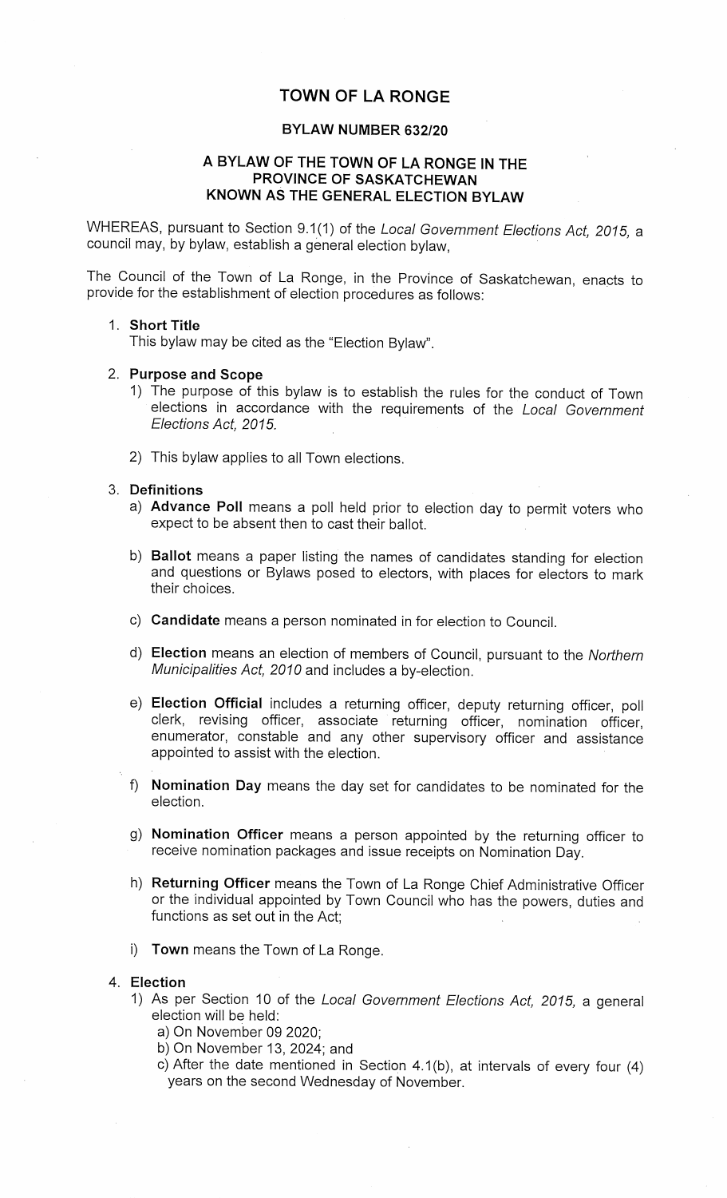# TOWN OF LA RONGE

## BYLAW NUMBER 632/20

## A BYLAW OF THE TOWN OF LA RONGE IN THE PROVINCE OF SASKATCHEWAN KNOWN AS THE GENERAL ELECTION BYLAW

WHEREAS, pursuant to Section 9.1(1) of the *Local Government Elections Act, 2015,* a council may, by bylaw, establish a general election bylaw,

The Council of the Town of La Ronge, in the Province of Saskatchewan, enacts to provide for the establishment of election procedures as follows:

1. **Short Title**
   This bylaw may be cited as the "Election Bylaw".

2. **Purpose and Scope**
   1) The purpose of this bylaw is to establish the rules for the conduct of Town elections in accordance with the requirements of the *Local Government Elections Act, 2015.*

   2) This bylaw applies to all Town elections.

3. **Definitions**
   a) **Advance Poll** means a poll held prior to election day to permit voters who expect to be absent then to cast their ballot.

   b) **Ballot** means a paper listing the names of candidates standing for election and questions or Bylaws posed to electors, with places for electors to mark their choices.

   c) **Candidate** means a person nominated in for election to Council.

   d) **Election** means an election of members of Council, pursuant to the *Northern Municipalities Act, 2010* and includes a by-election.

   e) **Election Official** includes a returning officer, deputy returning officer, poll clerk, revising officer, associate returning officer, nomination officer, enumerator, constable and any other supervisory officer and assistance appointed to assist with the election.

   f) **Nomination Day** means the day set for candidates to be nominated for the election.

   g) **Nomination Officer** means a person appointed by the returning officer to receive nomination packages and issue receipts on Nomination Day.

   h) **Returning Officer** means the Town of La Ronge Chief Administrative Officer or the individual appointed by Town Council who has the powers, duties and functions as set out in the Act;

   i) **Town** means the Town of La Ronge.

4. **Election**
   1) As per Section 10 of the *Local Government Elections Act, 2015,* a general election will be held:
      a) On November 09 2020;
      b) On November 13, 2024; and
      c) After the date mentioned in Section 4.1(b), at intervals of every four (4) years on the second Wednesday of November.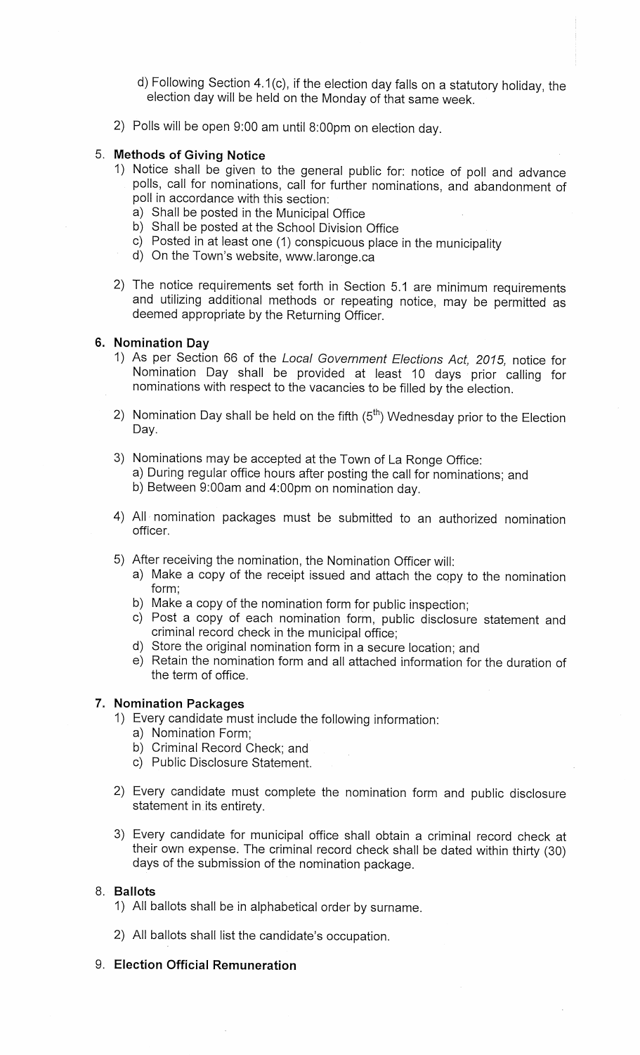d) Following Section 4.1(c), if the election day falls on a statutory holiday, the election day will be held on the Monday of that same week.

2) Polls will be open 9:00 am until 8:00pm on election day.

## 5. **Methods of Giving Notice**

1) Notice shall be given to the general public for: notice of poll and advance polls, call for nominations, call for further nominations, and abandonment of poll in accordance with this section:
   a) Shall be posted in the Municipal Office
   b) Shall be posted at the School Division Office
   c) Posted in at least one (1) conspicuous place in the municipality
   d) On the Town's website, www.laronge.ca

2) The notice requirements set forth in Section 5.1 are minimum requirements and utilizing additional methods or repeating notice, may be permitted as deemed appropriate by the Returning Officer.

## 6. **Nomination Day**

1) As per Section 66 of the *Local Government Elections Act, 2015,* notice for Nomination Day shall be provided at least 10 days prior calling for nominations with respect to the vacancies to be filled by the election.

2) Nomination Day shall be held on the fifth (5th) Wednesday prior to the Election Day.

3) Nominations may be accepted at the Town of La Ronge Office:
   a) During regular office hours after posting the call for nominations; and
   b) Between 9:00am and 4:00pm on nomination day.

4) All nomination packages must be submitted to an authorized nomination officer.

5) After receiving the nomination, the Nomination Officer will:
   a) Make a copy of the receipt issued and attach the copy to the nomination form;
   b) Make a copy of the nomination form for public inspection;
   c) Post a copy of each nomination form, public disclosure statement and criminal record check in the municipal office;
   d) Store the original nomination form in a secure location; and
   e) Retain the nomination form and all attached information for the duration of the term of office.

## 7. **Nomination Packages**

1) Every candidate must include the following information:
   a) Nomination Form;
   b) Criminal Record Check; and
   c) Public Disclosure Statement.

2) Every candidate must complete the nomination form and public disclosure statement in its entirety.

3) Every candidate for municipal office shall obtain a criminal record check at their own expense. The criminal record check shall be dated within thirty (30) days of the submission of the nomination package.

## 8. **Ballots**

1) All ballots shall be in alphabetical order by surname.

2) All ballots shall list the candidate's occupation.

## 9. **Election Official Remuneration**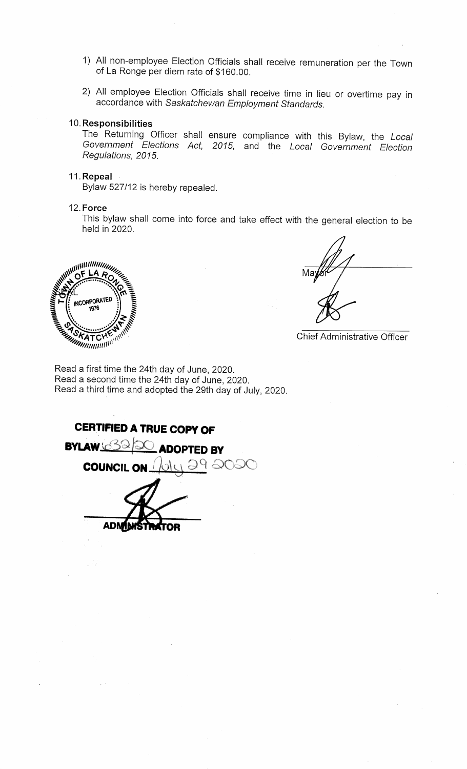1) All non-employee Election Officials shall receive remuneration per the Town of La Ronge per diem rate of $160.00.

2) All employee Election Officials shall receive time in lieu or overtime pay in accordance with *Saskatchewan Employment Standards.*

10. **Responsibilities**

The Returning Officer shall ensure compliance with this Bylaw, the *Local Government Elections Act, 2015,* and the *Local Government Election Regulations, 2015.*

11. **Repeal**

Bylaw 527/12 is hereby repealed.

12. **Force**

This bylaw shall come into force and take effect with the general election to be held in 2020.

TOWN OF LA RONGE SEAL INCORPORATED 1976 SASKATCHEWAN

Mayor

Chief Administrative Officer

Read a first time the 24th day of June, 2020.
Read a second time the 24th day of June, 2020.
Read a third time and adopted the 29th day of July, 2020.

**CERTIFIED A TRUE COPY OF**

**BYLAW** 632/20 **ADOPTED BY**

**COUNCIL ON** July 29 2020

**ADMINISTRATOR**